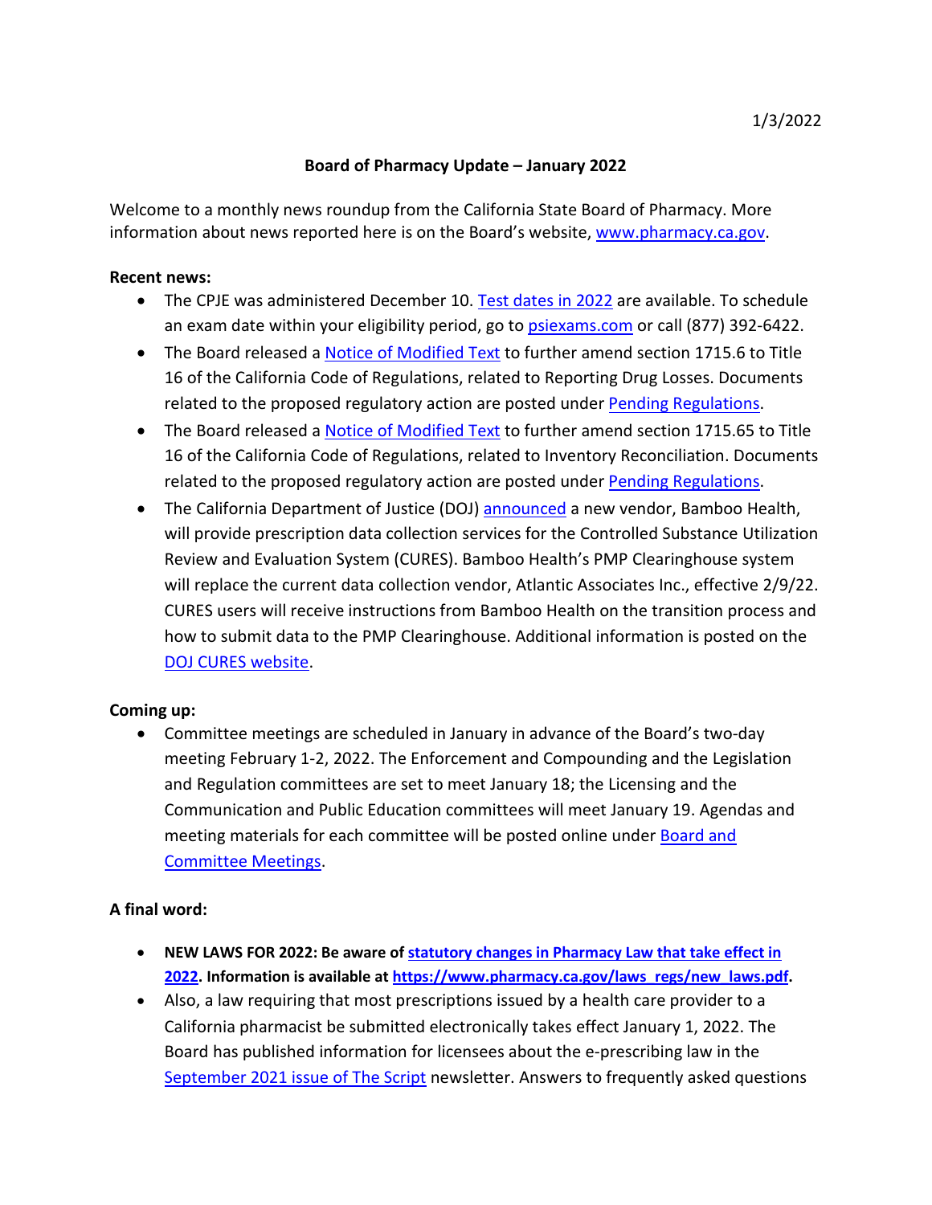1/3/2022

# Board of Pharmacy Update – January 2022

Welcome to a monthly news roundup from the California State Board of Pharmacy. More information about news reported here is on the Board's website, www.pharmacy.ca.gov.

**Recent news:**

- The CPJE was administered December 10. Test dates in 2022 are available. To schedule an exam date within your eligibility period, go to psiexams.com or call (877) 392-6422.
- The Board released a Notice of Modified Text to further amend section 1715.6 to Title 16 of the California Code of Regulations, related to Reporting Drug Losses. Documents related to the proposed regulatory action are posted under Pending Regulations.
- The Board released a Notice of Modified Text to further amend section 1715.65 to Title 16 of the California Code of Regulations, related to Inventory Reconciliation. Documents related to the proposed regulatory action are posted under Pending Regulations.
- The California Department of Justice (DOJ) announced a new vendor, Bamboo Health, will provide prescription data collection services for the Controlled Substance Utilization Review and Evaluation System (CURES). Bamboo Health's PMP Clearinghouse system will replace the current data collection vendor, Atlantic Associates Inc., effective 2/9/22. CURES users will receive instructions from Bamboo Health on the transition process and how to submit data to the PMP Clearinghouse. Additional information is posted on the DOJ CURES website.

**Coming up:**

- Committee meetings are scheduled in January in advance of the Board's two-day meeting February 1-2, 2022. The Enforcement and Compounding and the Legislation and Regulation committees are set to meet January 18; the Licensing and the Communication and Public Education committees will meet January 19. Agendas and meeting materials for each committee will be posted online under Board and Committee Meetings.

**A final word:**

- **NEW LAWS FOR 2022: Be aware of statutory changes in Pharmacy Law that take effect in 2022. Information is available at https://www.pharmacy.ca.gov/laws_regs/new_laws.pdf.**
- Also, a law requiring that most prescriptions issued by a health care provider to a California pharmacist be submitted electronically takes effect January 1, 2022. The Board has published information for licensees about the e-prescribing law in the September 2021 issue of The Script newsletter. Answers to frequently asked questions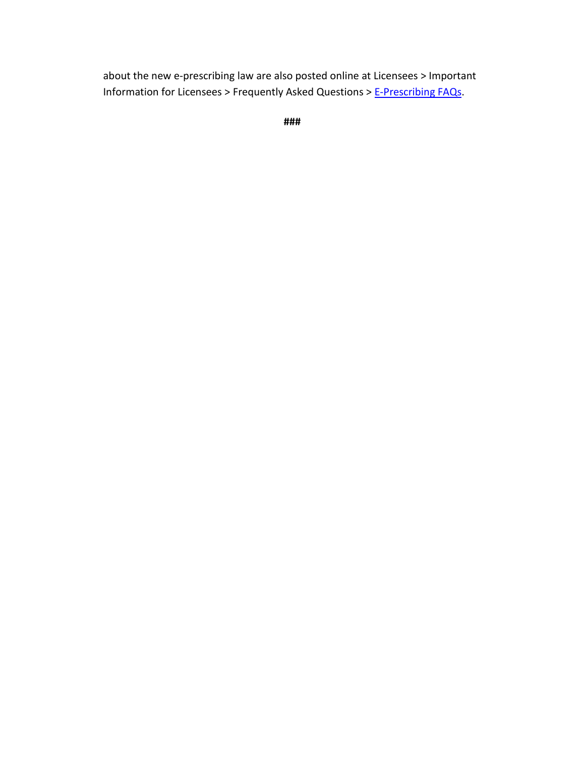about the new e-prescribing law are also posted online at Licensees > Important Information for Licensees > Frequently Asked Questions > E-Prescribing FAQs.

###